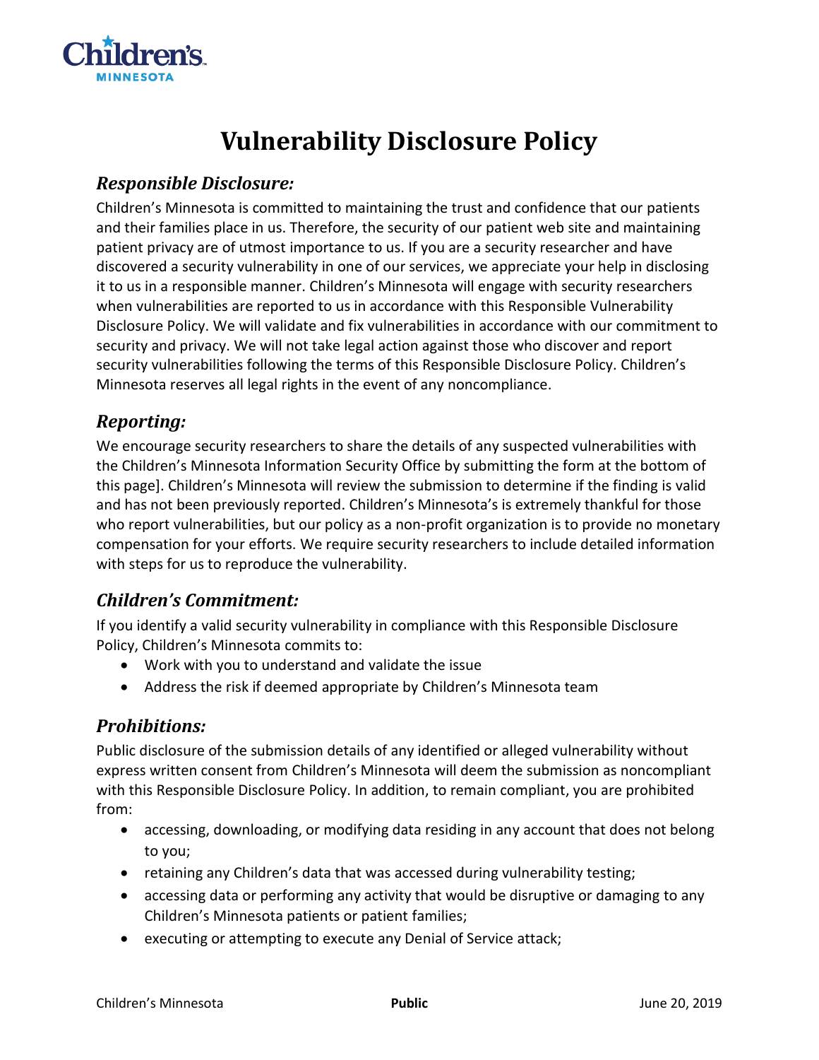# Vulnerability Disclosure Policy

## *Responsible Disclosure:*

Children's Minnesota is committed to maintaining the trust and confidence that our patients and their families place in us. Therefore, the security of our patient web site and maintaining patient privacy are of utmost importance to us. If you are a security researcher and have discovered a security vulnerability in one of our services, we appreciate your help in disclosing it to us in a responsible manner. Children's Minnesota will engage with security researchers when vulnerabilities are reported to us in accordance with this Responsible Vulnerability Disclosure Policy. We will validate and fix vulnerabilities in accordance with our commitment to security and privacy. We will not take legal action against those who discover and report security vulnerabilities following the terms of this Responsible Disclosure Policy. Children's Minnesota reserves all legal rights in the event of any noncompliance.

## *Reporting:*

We encourage security researchers to share the details of any suspected vulnerabilities with the Children's Minnesota Information Security Office by submitting the form at the bottom of this page]. Children's Minnesota will review the submission to determine if the finding is valid and has not been previously reported. Children's Minnesota's is extremely thankful for those who report vulnerabilities, but our policy as a non-profit organization is to provide no monetary compensation for your efforts. We require security researchers to include detailed information with steps for us to reproduce the vulnerability.

## *Children's Commitment:*

If you identify a valid security vulnerability in compliance with this Responsible Disclosure Policy, Children's Minnesota commits to:

- Work with you to understand and validate the issue
- Address the risk if deemed appropriate by Children's Minnesota team

## *Prohibitions:*

Public disclosure of the submission details of any identified or alleged vulnerability without express written consent from Children's Minnesota will deem the submission as noncompliant with this Responsible Disclosure Policy. In addition, to remain compliant, you are prohibited from:

- accessing, downloading, or modifying data residing in any account that does not belong to you;
- retaining any Children's data that was accessed during vulnerability testing;
- accessing data or performing any activity that would be disruptive or damaging to any Children's Minnesota patients or patient families;
- executing or attempting to execute any Denial of Service attack;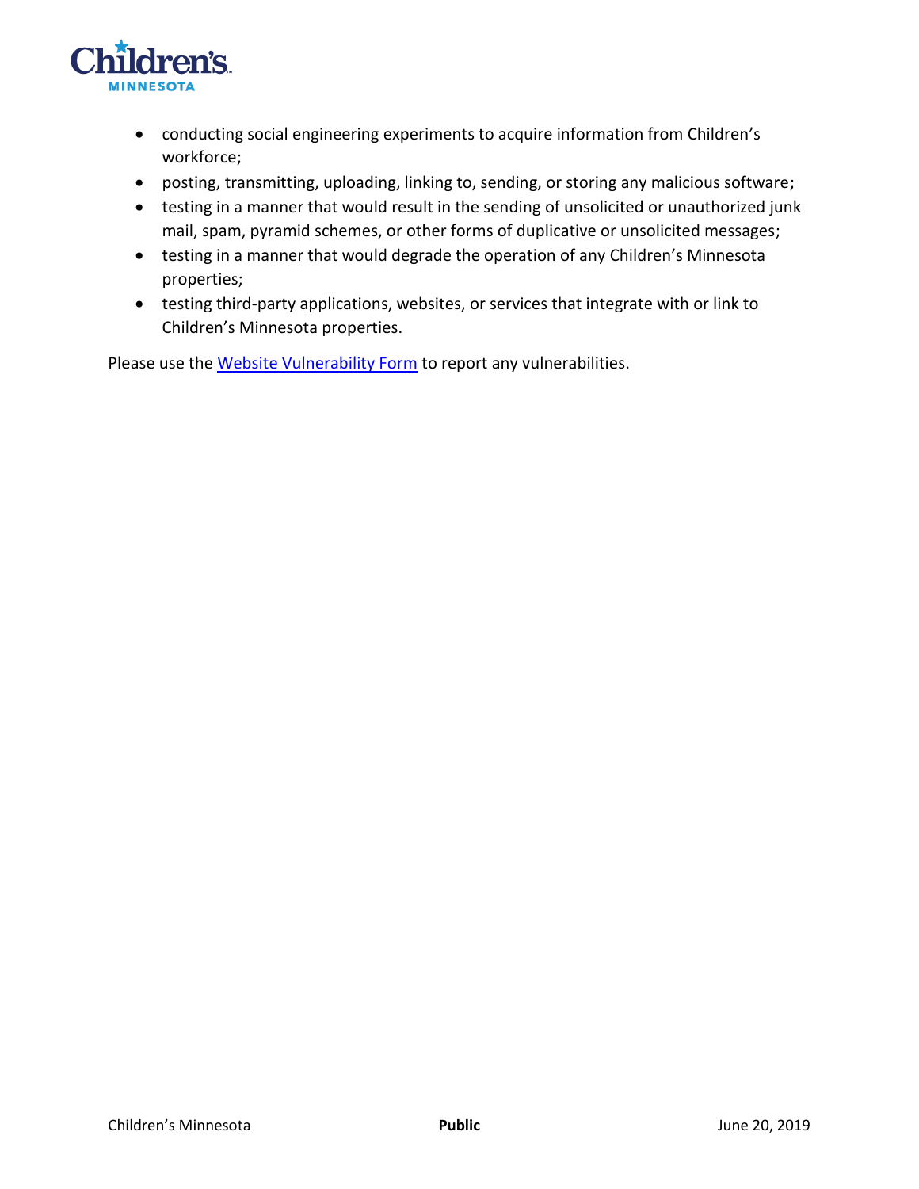- conducting social engineering experiments to acquire information from Children's workforce;
- posting, transmitting, uploading, linking to, sending, or storing any malicious software;
- testing in a manner that would result in the sending of unsolicited or unauthorized junk mail, spam, pyramid schemes, or other forms of duplicative or unsolicited messages;
- testing in a manner that would degrade the operation of any Children's Minnesota properties;
- testing third-party applications, websites, or services that integrate with or link to Children's Minnesota properties.

Please use the Website Vulnerability Form to report any vulnerabilities.